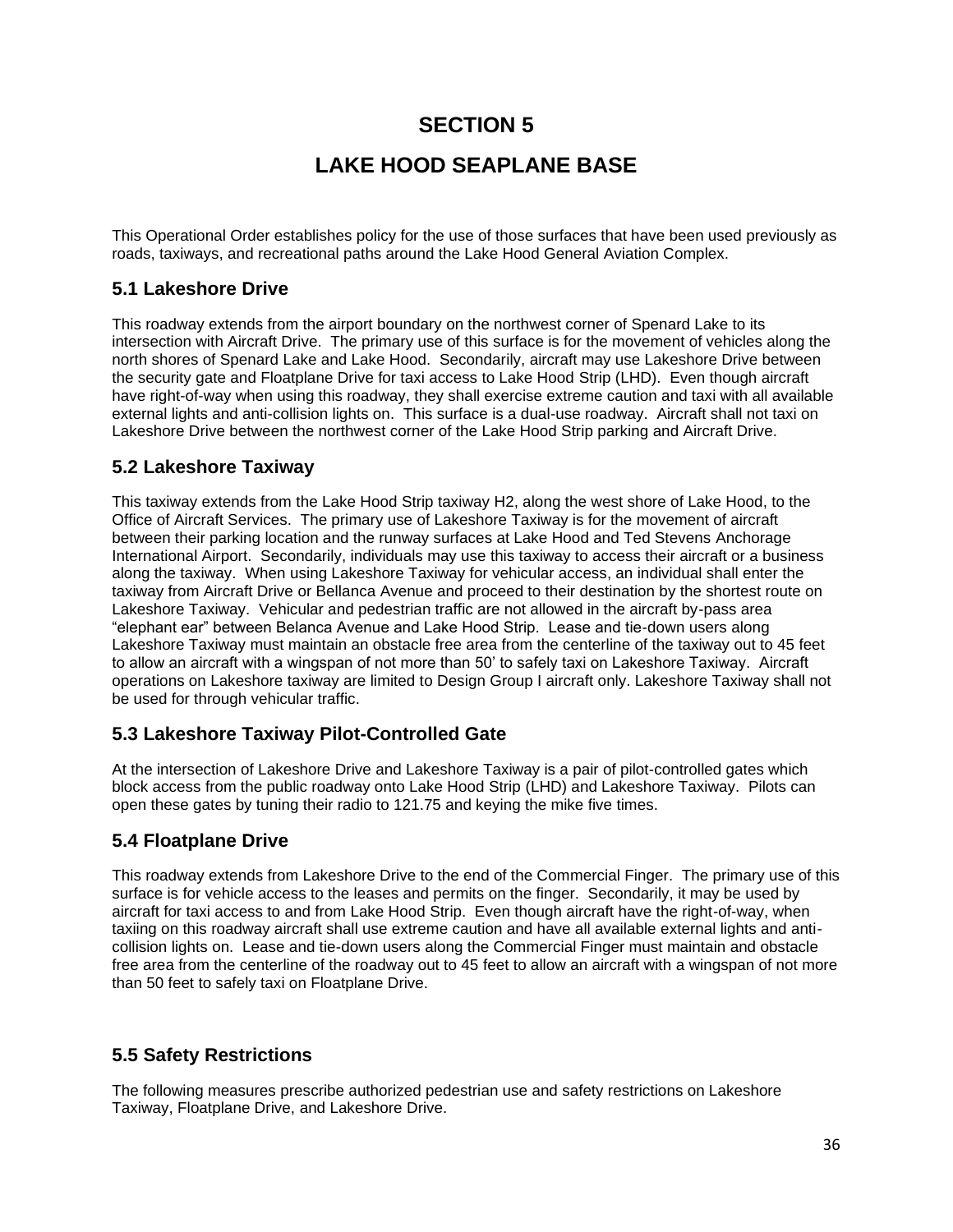# SECTION 5

# LAKE HOOD SEAPLANE BASE

This Operational Order establishes policy for the use of those surfaces that have been used previously as roads, taxiways, and recreational paths around the Lake Hood General Aviation Complex.

## 5.1 Lakeshore Drive

This roadway extends from the airport boundary on the northwest corner of Spenard Lake to its intersection with Aircraft Drive. The primary use of this surface is for the movement of vehicles along the north shores of Spenard Lake and Lake Hood. Secondarily, aircraft may use Lakeshore Drive between the security gate and Floatplane Drive for taxi access to Lake Hood Strip (LHD). Even though aircraft have right-of-way when using this roadway, they shall exercise extreme caution and taxi with all available external lights and anti-collision lights on. This surface is a dual-use roadway. Aircraft shall not taxi on Lakeshore Drive between the northwest corner of the Lake Hood Strip parking and Aircraft Drive.

## 5.2 Lakeshore Taxiway

This taxiway extends from the Lake Hood Strip taxiway H2, along the west shore of Lake Hood, to the Office of Aircraft Services. The primary use of Lakeshore Taxiway is for the movement of aircraft between their parking location and the runway surfaces at Lake Hood and Ted Stevens Anchorage International Airport. Secondarily, individuals may use this taxiway to access their aircraft or a business along the taxiway. When using Lakeshore Taxiway for vehicular access, an individual shall enter the taxiway from Aircraft Drive or Bellanca Avenue and proceed to their destination by the shortest route on Lakeshore Taxiway. Vehicular and pedestrian traffic are not allowed in the aircraft by-pass area "elephant ear" between Belanca Avenue and Lake Hood Strip. Lease and tie-down users along Lakeshore Taxiway must maintain an obstacle free area from the centerline of the taxiway out to 45 feet to allow an aircraft with a wingspan of not more than 50' to safely taxi on Lakeshore Taxiway. Aircraft operations on Lakeshore taxiway are limited to Design Group I aircraft only. Lakeshore Taxiway shall not be used for through vehicular traffic.

## 5.3 Lakeshore Taxiway Pilot-Controlled Gate

At the intersection of Lakeshore Drive and Lakeshore Taxiway is a pair of pilot-controlled gates which block access from the public roadway onto Lake Hood Strip (LHD) and Lakeshore Taxiway. Pilots can open these gates by tuning their radio to 121.75 and keying the mike five times.

## 5.4 Floatplane Drive

This roadway extends from Lakeshore Drive to the end of the Commercial Finger. The primary use of this surface is for vehicle access to the leases and permits on the finger. Secondarily, it may be used by aircraft for taxi access to and from Lake Hood Strip. Even though aircraft have the right-of-way, when taxiing on this roadway aircraft shall use extreme caution and have all available external lights and anti-collision lights on. Lease and tie-down users along the Commercial Finger must maintain and obstacle free area from the centerline of the roadway out to 45 feet to allow an aircraft with a wingspan of not more than 50 feet to safely taxi on Floatplane Drive.

## 5.5 Safety Restrictions

The following measures prescribe authorized pedestrian use and safety restrictions on Lakeshore Taxiway, Floatplane Drive, and Lakeshore Drive.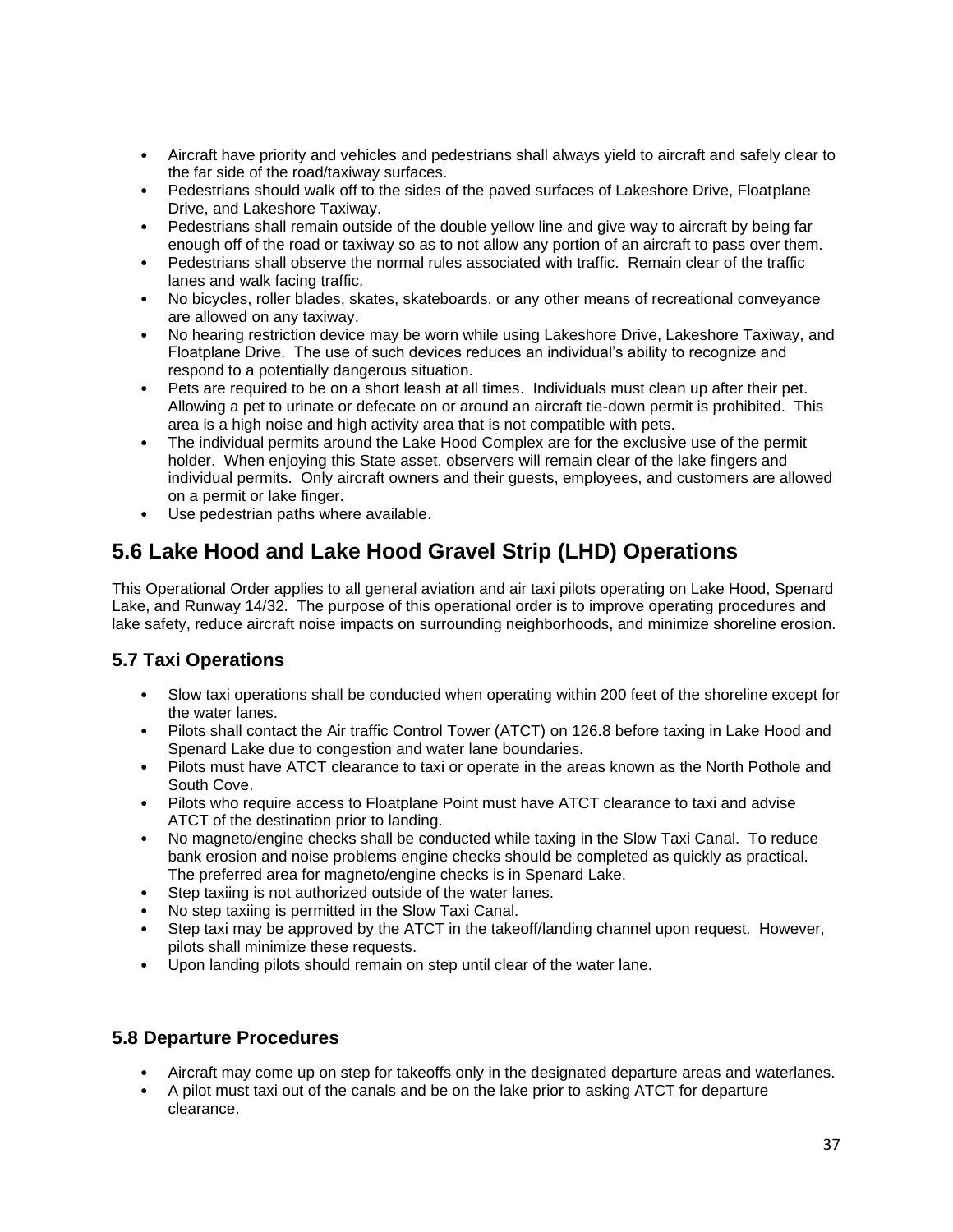- Aircraft have priority and vehicles and pedestrians shall always yield to aircraft and safely clear to the far side of the road/taxiway surfaces.
- Pedestrians should walk off to the sides of the paved surfaces of Lakeshore Drive, Floatplane Drive, and Lakeshore Taxiway.
- Pedestrians shall remain outside of the double yellow line and give way to aircraft by being far enough off of the road or taxiway so as to not allow any portion of an aircraft to pass over them.
- Pedestrians shall observe the normal rules associated with traffic. Remain clear of the traffic lanes and walk facing traffic.
- No bicycles, roller blades, skates, skateboards, or any other means of recreational conveyance are allowed on any taxiway.
- No hearing restriction device may be worn while using Lakeshore Drive, Lakeshore Taxiway, and Floatplane Drive. The use of such devices reduces an individual's ability to recognize and respond to a potentially dangerous situation.
- Pets are required to be on a short leash at all times. Individuals must clean up after their pet. Allowing a pet to urinate or defecate on or around an aircraft tie-down permit is prohibited. This area is a high noise and high activity area that is not compatible with pets.
- The individual permits around the Lake Hood Complex are for the exclusive use of the permit holder. When enjoying this State asset, observers will remain clear of the lake fingers and individual permits. Only aircraft owners and their guests, employees, and customers are allowed on a permit or lake finger.
- Use pedestrian paths where available.

## 5.6 Lake Hood and Lake Hood Gravel Strip (LHD) Operations

This Operational Order applies to all general aviation and air taxi pilots operating on Lake Hood, Spenard Lake, and Runway 14/32. The purpose of this operational order is to improve operating procedures and lake safety, reduce aircraft noise impacts on surrounding neighborhoods, and minimize shoreline erosion.

### 5.7 Taxi Operations

- Slow taxi operations shall be conducted when operating within 200 feet of the shoreline except for the water lanes.
- Pilots shall contact the Air traffic Control Tower (ATCT) on 126.8 before taxing in Lake Hood and Spenard Lake due to congestion and water lane boundaries.
- Pilots must have ATCT clearance to taxi or operate in the areas known as the North Pothole and South Cove.
- Pilots who require access to Floatplane Point must have ATCT clearance to taxi and advise ATCT of the destination prior to landing.
- No magneto/engine checks shall be conducted while taxing in the Slow Taxi Canal. To reduce bank erosion and noise problems engine checks should be completed as quickly as practical. The preferred area for magneto/engine checks is in Spenard Lake.
- Step taxiing is not authorized outside of the water lanes.
- No step taxiing is permitted in the Slow Taxi Canal.
- Step taxi may be approved by the ATCT in the takeoff/landing channel upon request. However, pilots shall minimize these requests.
- Upon landing pilots should remain on step until clear of the water lane.

### 5.8 Departure Procedures

- Aircraft may come up on step for takeoffs only in the designated departure areas and waterlanes.
- A pilot must taxi out of the canals and be on the lake prior to asking ATCT for departure clearance.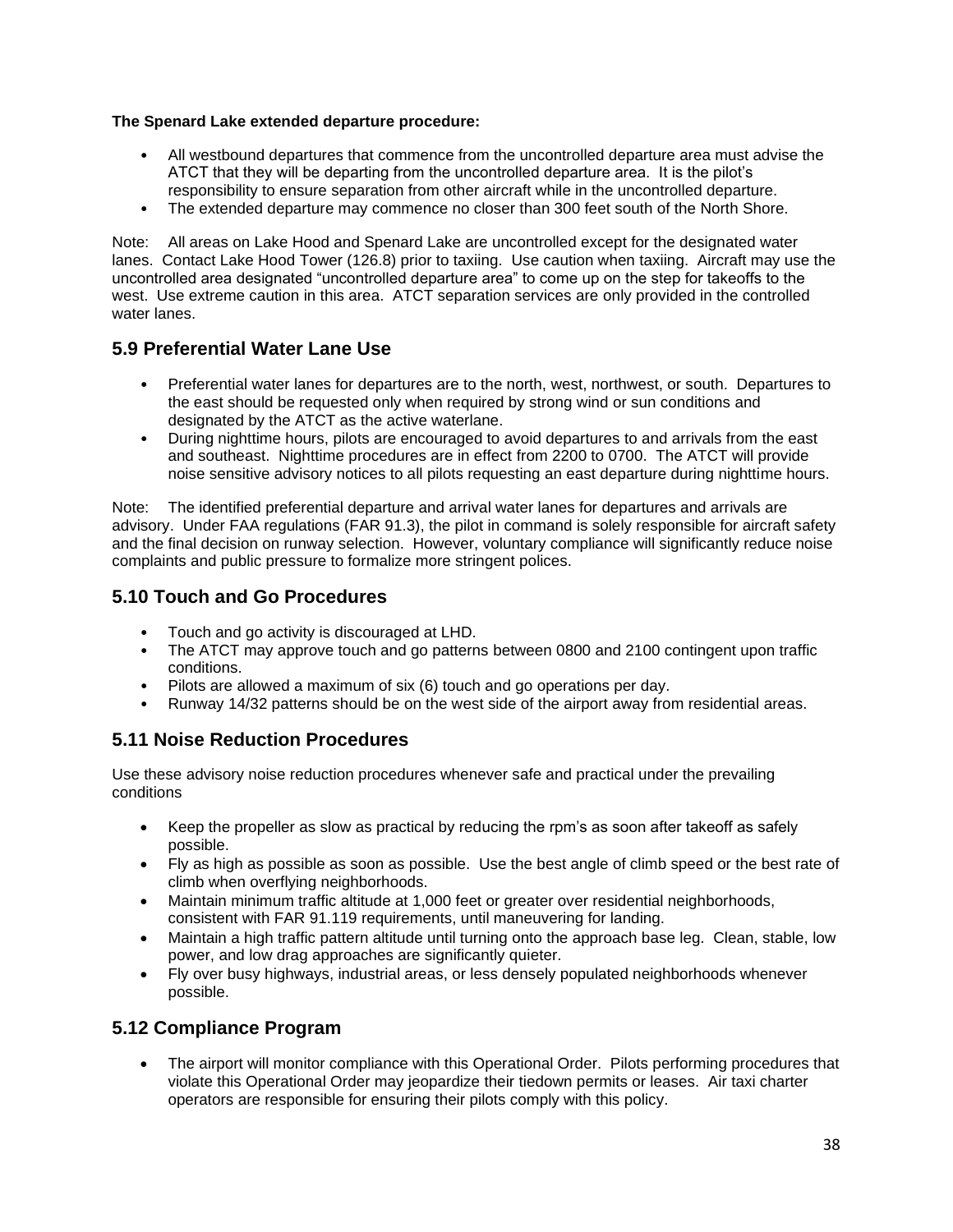**The Spenard Lake extended departure procedure:**

- All westbound departures that commence from the uncontrolled departure area must advise the ATCT that they will be departing from the uncontrolled departure area. It is the pilot's responsibility to ensure separation from other aircraft while in the uncontrolled departure.
- The extended departure may commence no closer than 300 feet south of the North Shore.

Note: All areas on Lake Hood and Spenard Lake are uncontrolled except for the designated water lanes. Contact Lake Hood Tower (126.8) prior to taxiing. Use caution when taxiing. Aircraft may use the uncontrolled area designated "uncontrolled departure area" to come up on the step for takeoffs to the west. Use extreme caution in this area. ATCT separation services are only provided in the controlled water lanes.

## 5.9 Preferential Water Lane Use

- Preferential water lanes for departures are to the north, west, northwest, or south. Departures to the east should be requested only when required by strong wind or sun conditions and designated by the ATCT as the active waterlane.
- During nighttime hours, pilots are encouraged to avoid departures to and arrivals from the east and southeast. Nighttime procedures are in effect from 2200 to 0700. The ATCT will provide noise sensitive advisory notices to all pilots requesting an east departure during nighttime hours.

Note: The identified preferential departure and arrival water lanes for departures and arrivals are advisory. Under FAA regulations (FAR 91.3), the pilot in command is solely responsible for aircraft safety and the final decision on runway selection. However, voluntary compliance will significantly reduce noise complaints and public pressure to formalize more stringent polices.

## 5.10 Touch and Go Procedures

- Touch and go activity is discouraged at LHD.
- The ATCT may approve touch and go patterns between 0800 and 2100 contingent upon traffic conditions.
- Pilots are allowed a maximum of six (6) touch and go operations per day.
- Runway 14/32 patterns should be on the west side of the airport away from residential areas.

## 5.11 Noise Reduction Procedures

Use these advisory noise reduction procedures whenever safe and practical under the prevailing conditions

- Keep the propeller as slow as practical by reducing the rpm's as soon after takeoff as safely possible.
- Fly as high as possible as soon as possible. Use the best angle of climb speed or the best rate of climb when overflying neighborhoods.
- Maintain minimum traffic altitude at 1,000 feet or greater over residential neighborhoods, consistent with FAR 91.119 requirements, until maneuvering for landing.
- Maintain a high traffic pattern altitude until turning onto the approach base leg. Clean, stable, low power, and low drag approaches are significantly quieter.
- Fly over busy highways, industrial areas, or less densely populated neighborhoods whenever possible.

## 5.12 Compliance Program

- The airport will monitor compliance with this Operational Order. Pilots performing procedures that violate this Operational Order may jeopardize their tiedown permits or leases. Air taxi charter operators are responsible for ensuring their pilots comply with this policy.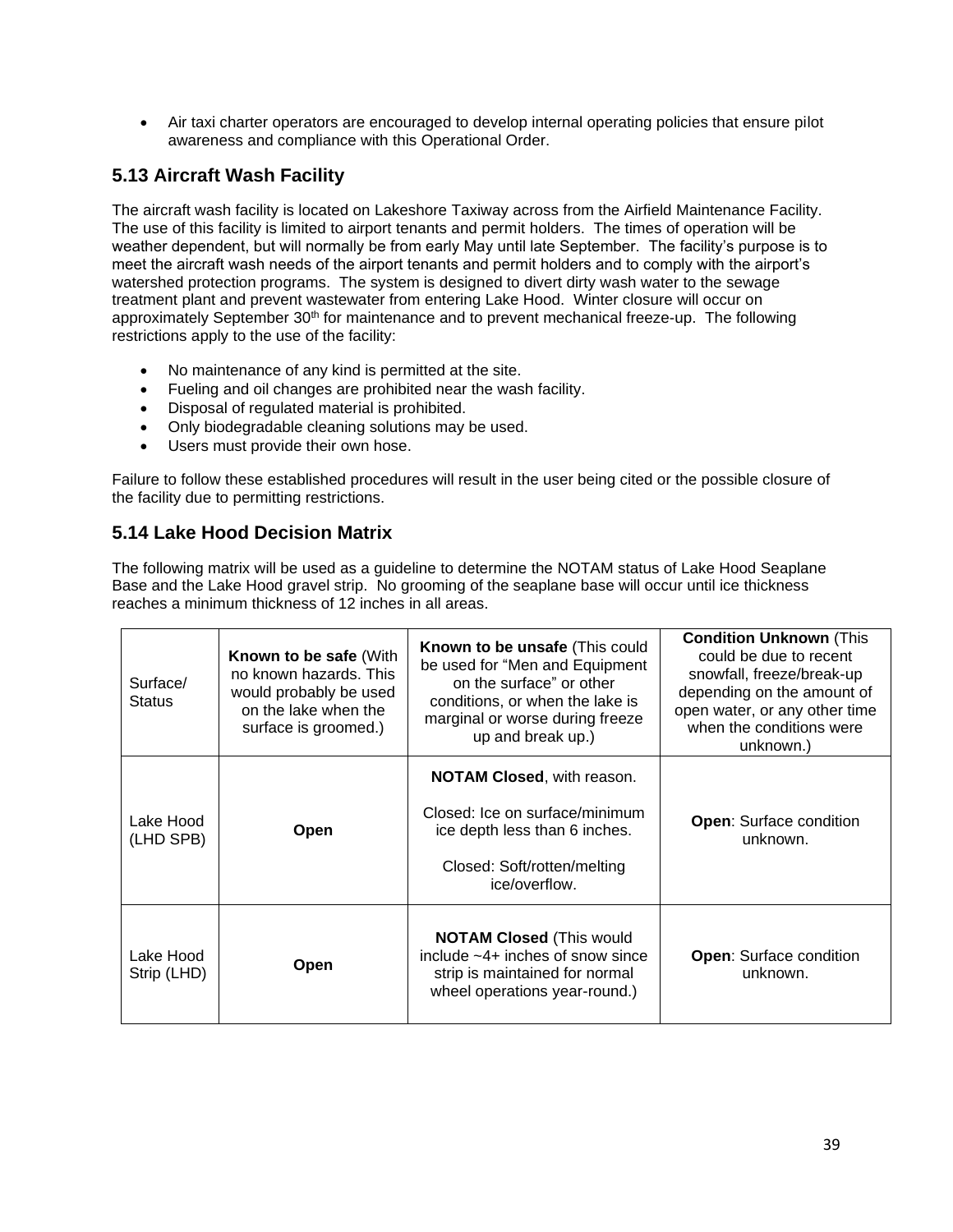- Air taxi charter operators are encouraged to develop internal operating policies that ensure pilot awareness and compliance with this Operational Order.

## 5.13 Aircraft Wash Facility

The aircraft wash facility is located on Lakeshore Taxiway across from the Airfield Maintenance Facility. The use of this facility is limited to airport tenants and permit holders. The times of operation will be weather dependent, but will normally be from early May until late September. The facility's purpose is to meet the aircraft wash needs of the airport tenants and permit holders and to comply with the airport's watershed protection programs. The system is designed to divert dirty wash water to the sewage treatment plant and prevent wastewater from entering Lake Hood. Winter closure will occur on approximately September 30th for maintenance and to prevent mechanical freeze-up. The following restrictions apply to the use of the facility:

- No maintenance of any kind is permitted at the site.
- Fueling and oil changes are prohibited near the wash facility.
- Disposal of regulated material is prohibited.
- Only biodegradable cleaning solutions may be used.
- Users must provide their own hose.

Failure to follow these established procedures will result in the user being cited or the possible closure of the facility due to permitting restrictions.

## 5.14 Lake Hood Decision Matrix

The following matrix will be used as a guideline to determine the NOTAM status of Lake Hood Seaplane Base and the Lake Hood gravel strip. No grooming of the seaplane base will occur until ice thickness reaches a minimum thickness of 12 inches in all areas.

| Surface/ Status | **Known to be safe** (With no known hazards. This would probably be used on the lake when the surface is groomed.) | **Known to be unsafe** (This could be used for "Men and Equipment on the surface" or other conditions, or when the lake is marginal or worse during freeze up and break up.) | **Condition Unknown** (This could be due to recent snowfall, freeze/break-up depending on the amount of open water, or any other time when the conditions were unknown.) |
|---|---|---|---|
| Lake Hood (LHD SPB) | **Open** | **NOTAM Closed**, with reason.<br><br>Closed: Ice on surface/minimum ice depth less than 6 inches.<br><br>Closed: Soft/rotten/melting ice/overflow. | **Open**: Surface condition unknown. |
| Lake Hood Strip (LHD) | **Open** | **NOTAM Closed** (This would include ~4+ inches of snow since strip is maintained for normal wheel operations year-round.) | **Open**: Surface condition unknown. |